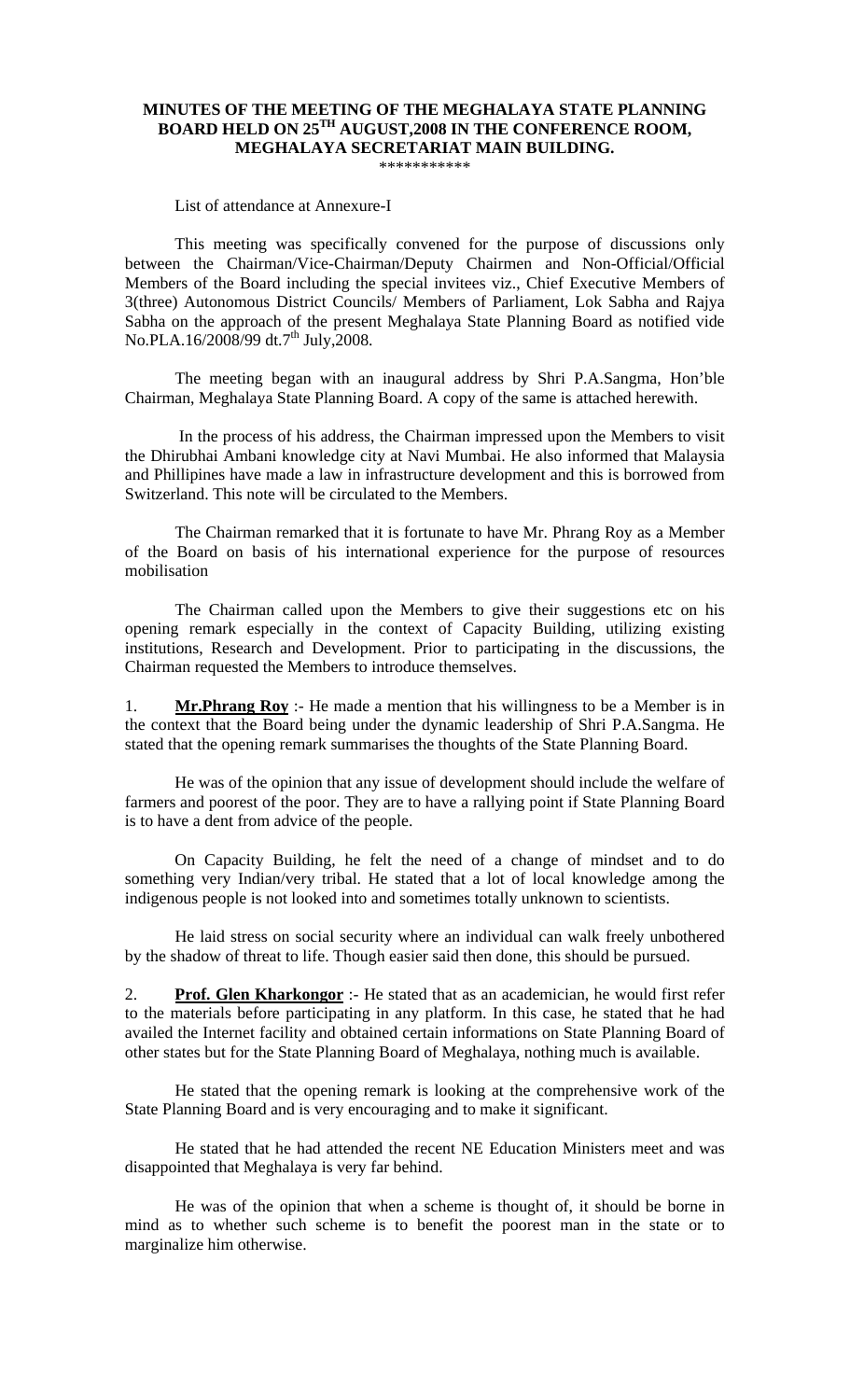# MINUTES OF THE MEETING OF THE MEGHALAYA STATE PLANNING BOARD HELD ON 25TH AUGUST,2008 IN THE CONFERENCE ROOM, MEGHALAYA SECRETARIAT MAIN BUILDING.

\*\*\*\*\*\*\*\*\*\*\*

List of attendance at Annexure-I

This meeting was specifically convened for the purpose of discussions only between the Chairman/Vice-Chairman/Deputy Chairmen and Non-Official/Official Members of the Board including the special invitees viz., Chief Executive Members of 3(three) Autonomous District Councils/ Members of Parliament, Lok Sabha and Rajya Sabha on the approach of the present Meghalaya State Planning Board as notified vide No.PLA.16/2008/99 dt.7th July,2008.

The meeting began with an inaugural address by Shri P.A.Sangma, Hon'ble Chairman, Meghalaya State Planning Board. A copy of the same is attached herewith.

In the process of his address, the Chairman impressed upon the Members to visit the Dhirubhai Ambani knowledge city at Navi Mumbai. He also informed that Malaysia and Phillipines have made a law in infrastructure development and this is borrowed from Switzerland. This note will be circulated to the Members.

The Chairman remarked that it is fortunate to have Mr. Phrang Roy as a Member of the Board on basis of his international experience for the purpose of resources mobilisation

The Chairman called upon the Members to give their suggestions etc on his opening remark especially in the context of Capacity Building, utilizing existing institutions, Research and Development. Prior to participating in the discussions, the Chairman requested the Members to introduce themselves.

1. **Mr.Phrang Roy** :- He made a mention that his willingness to be a Member is in the context that the Board being under the dynamic leadership of Shri P.A.Sangma. He stated that the opening remark summarises the thoughts of the State Planning Board.

He was of the opinion that any issue of development should include the welfare of farmers and poorest of the poor. They are to have a rallying point if State Planning Board is to have a dent from advice of the people.

On Capacity Building, he felt the need of a change of mindset and to do something very Indian/very tribal. He stated that a lot of local knowledge among the indigenous people is not looked into and sometimes totally unknown to scientists.

He laid stress on social security where an individual can walk freely unbothered by the shadow of threat to life. Though easier said then done, this should be pursued.

2. **Prof. Glen Kharkongor** :- He stated that as an academician, he would first refer to the materials before participating in any platform. In this case, he stated that he had availed the Internet facility and obtained certain informations on State Planning Board of other states but for the State Planning Board of Meghalaya, nothing much is available.

He stated that the opening remark is looking at the comprehensive work of the State Planning Board and is very encouraging and to make it significant.

He stated that he had attended the recent NE Education Ministers meet and was disappointed that Meghalaya is very far behind.

He was of the opinion that when a scheme is thought of, it should be borne in mind as to whether such scheme is to benefit the poorest man in the state or to marginalize him otherwise.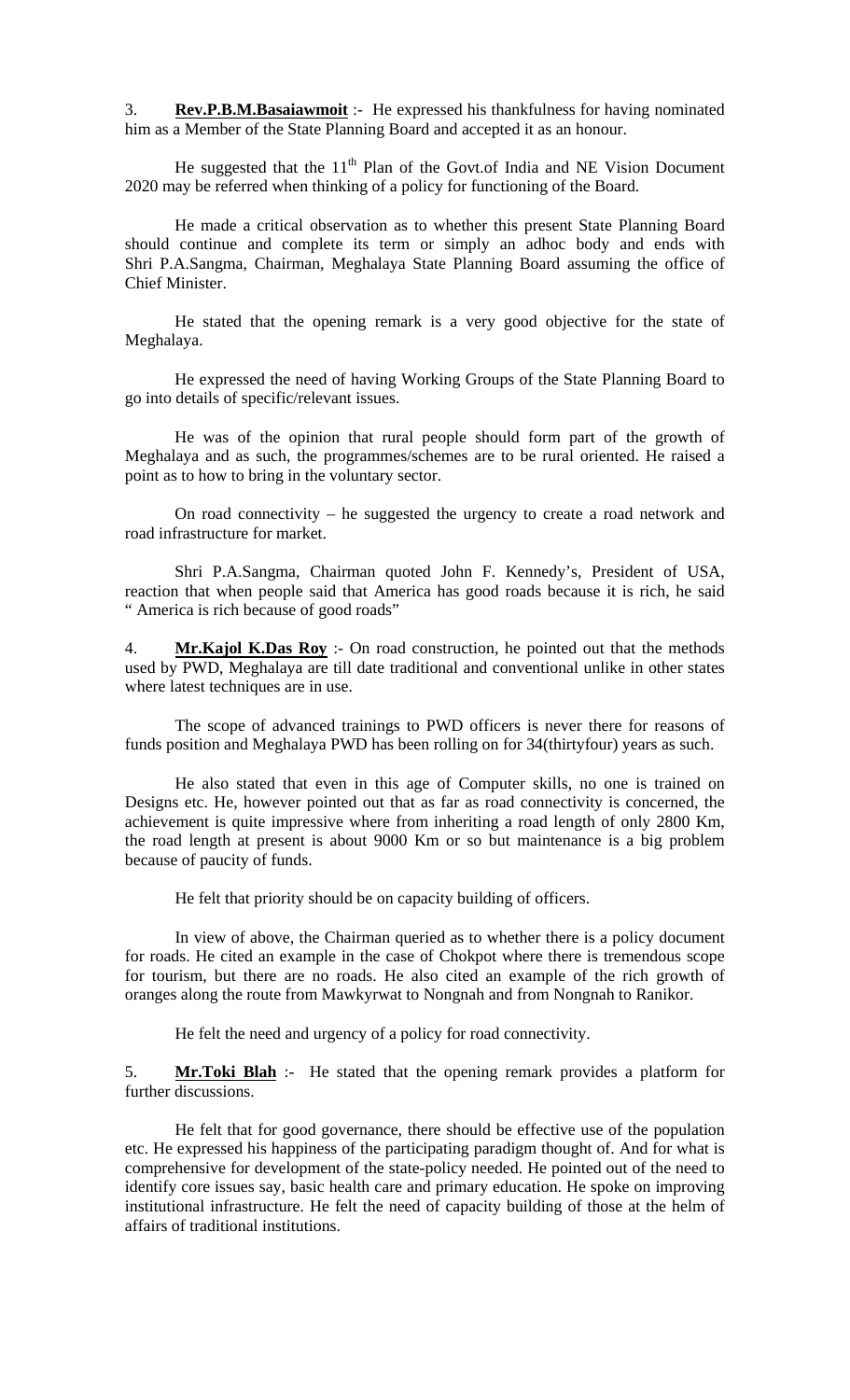3. **Rev.P.B.M.Basaiawmoit** :- He expressed his thankfulness for having nominated him as a Member of the State Planning Board and accepted it as an honour.

He suggested that the 11th Plan of the Govt.of India and NE Vision Document 2020 may be referred when thinking of a policy for functioning of the Board.

He made a critical observation as to whether this present State Planning Board should continue and complete its term or simply an adhoc body and ends with Shri P.A.Sangma, Chairman, Meghalaya State Planning Board assuming the office of Chief Minister.

He stated that the opening remark is a very good objective for the state of Meghalaya.

He expressed the need of having Working Groups of the State Planning Board to go into details of specific/relevant issues.

He was of the opinion that rural people should form part of the growth of Meghalaya and as such, the programmes/schemes are to be rural oriented. He raised a point as to how to bring in the voluntary sector.

On road connectivity – he suggested the urgency to create a road network and road infrastructure for market.

Shri P.A.Sangma, Chairman quoted John F. Kennedy's, President of USA, reaction that when people said that America has good roads because it is rich, he said " America is rich because of good roads"

4. **Mr.Kajol K.Das Roy** :- On road construction, he pointed out that the methods used by PWD, Meghalaya are till date traditional and conventional unlike in other states where latest techniques are in use.

The scope of advanced trainings to PWD officers is never there for reasons of funds position and Meghalaya PWD has been rolling on for 34(thirtyfour) years as such.

He also stated that even in this age of Computer skills, no one is trained on Designs etc. He, however pointed out that as far as road connectivity is concerned, the achievement is quite impressive where from inheriting a road length of only 2800 Km, the road length at present is about 9000 Km or so but maintenance is a big problem because of paucity of funds.

He felt that priority should be on capacity building of officers.

In view of above, the Chairman queried as to whether there is a policy document for roads. He cited an example in the case of Chokpot where there is tremendous scope for tourism, but there are no roads. He also cited an example of the rich growth of oranges along the route from Mawkyrwat to Nongnah and from Nongnah to Ranikor.

He felt the need and urgency of a policy for road connectivity.

5. **Mr.Toki Blah** :- He stated that the opening remark provides a platform for further discussions.

He felt that for good governance, there should be effective use of the population etc. He expressed his happiness of the participating paradigm thought of. And for what is comprehensive for development of the state-policy needed. He pointed out of the need to identify core issues say, basic health care and primary education. He spoke on improving institutional infrastructure. He felt the need of capacity building of those at the helm of affairs of traditional institutions.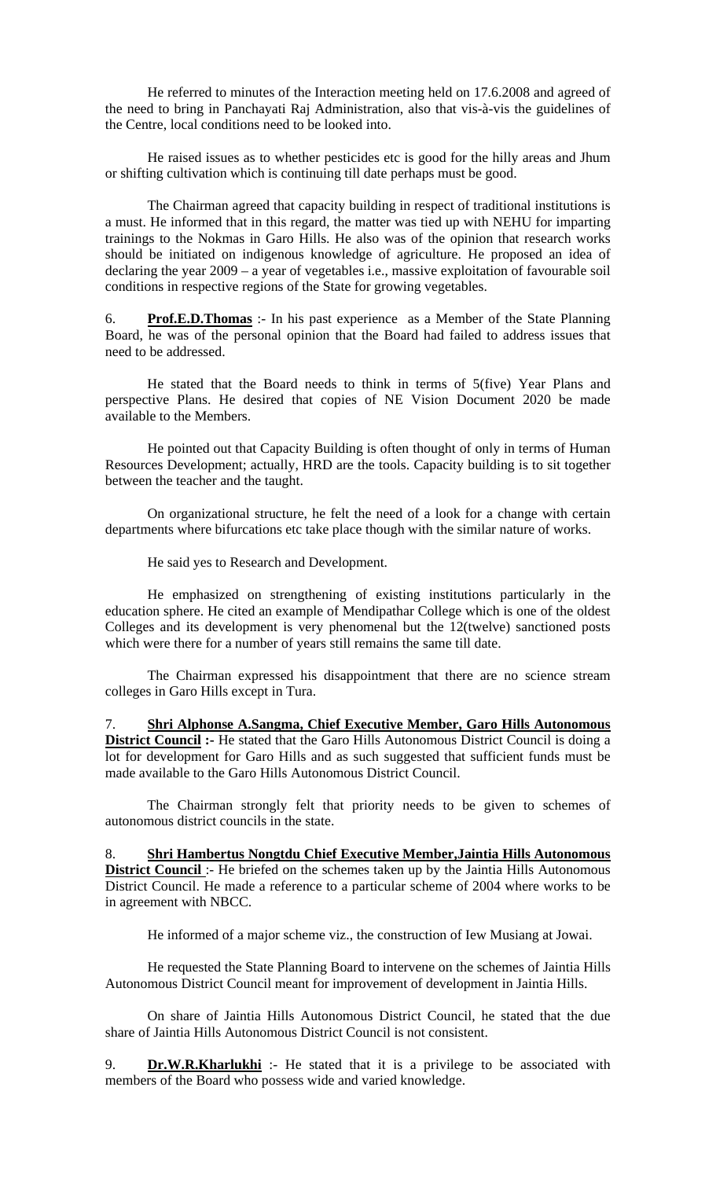He referred to minutes of the Interaction meeting held on 17.6.2008 and agreed of the need to bring in Panchayati Raj Administration, also that vis-à-vis the guidelines of the Centre, local conditions need to be looked into.

He raised issues as to whether pesticides etc is good for the hilly areas and Jhum or shifting cultivation which is continuing till date perhaps must be good.

The Chairman agreed that capacity building in respect of traditional institutions is a must. He informed that in this regard, the matter was tied up with NEHU for imparting trainings to the Nokmas in Garo Hills. He also was of the opinion that research works should be initiated on indigenous knowledge of agriculture. He proposed an idea of declaring the year 2009 – a year of vegetables i.e., massive exploitation of favourable soil conditions in respective regions of the State for growing vegetables.

6. **<u>Prof.E.D.Thomas</u>** :- In his past experience as a Member of the State Planning Board, he was of the personal opinion that the Board had failed to address issues that need to be addressed.

He stated that the Board needs to think in terms of 5(five) Year Plans and perspective Plans. He desired that copies of NE Vision Document 2020 be made available to the Members.

He pointed out that Capacity Building is often thought of only in terms of Human Resources Development; actually, HRD are the tools. Capacity building is to sit together between the teacher and the taught.

On organizational structure, he felt the need of a look for a change with certain departments where bifurcations etc take place though with the similar nature of works.

He said yes to Research and Development.

He emphasized on strengthening of existing institutions particularly in the education sphere. He cited an example of Mendipathar College which is one of the oldest Colleges and its development is very phenomenal but the 12(twelve) sanctioned posts which were there for a number of years still remains the same till date.

The Chairman expressed his disappointment that there are no science stream colleges in Garo Hills except in Tura.

7. **<u>Shri Alphonse A.Sangma, Chief Executive Member, Garo Hills Autonomous District Council</u> :-** He stated that the Garo Hills Autonomous District Council is doing a lot for development for Garo Hills and as such suggested that sufficient funds must be made available to the Garo Hills Autonomous District Council.

The Chairman strongly felt that priority needs to be given to schemes of autonomous district councils in the state.

8. **<u>Shri Hambertus Nongtdu Chief Executive Member,Jaintia Hills Autonomous District Council</u>** :- He briefed on the schemes taken up by the Jaintia Hills Autonomous District Council. He made a reference to a particular scheme of 2004 where works to be in agreement with NBCC.

He informed of a major scheme viz., the construction of Iew Musiang at Jowai.

He requested the State Planning Board to intervene on the schemes of Jaintia Hills Autonomous District Council meant for improvement of development in Jaintia Hills.

On share of Jaintia Hills Autonomous District Council, he stated that the due share of Jaintia Hills Autonomous District Council is not consistent.

9. **<u>Dr.W.R.Kharlukhi</u>** :- He stated that it is a privilege to be associated with members of the Board who possess wide and varied knowledge.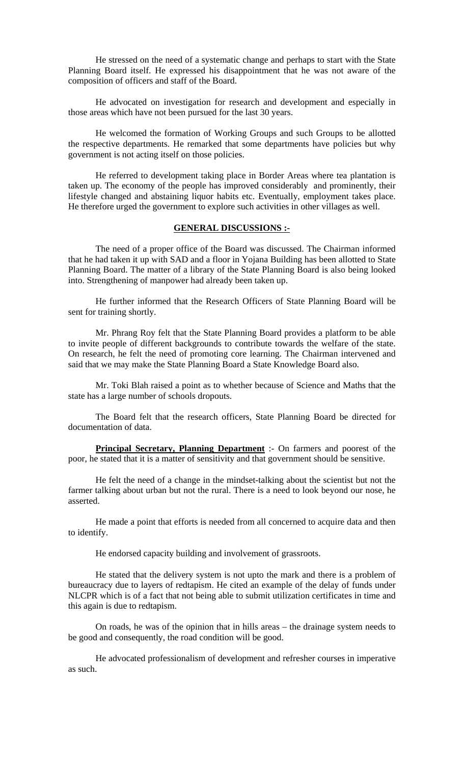He stressed on the need of a systematic change and perhaps to start with the State Planning Board itself. He expressed his disappointment that he was not aware of the composition of officers and staff of the Board.

He advocated on investigation for research and development and especially in those areas which have not been pursued for the last 30 years.

He welcomed the formation of Working Groups and such Groups to be allotted the respective departments. He remarked that some departments have policies but why government is not acting itself on those policies.

He referred to development taking place in Border Areas where tea plantation is taken up. The economy of the people has improved considerably and prominently, their lifestyle changed and abstaining liquor habits etc. Eventually, employment takes place. He therefore urged the government to explore such activities in other villages as well.

**GENERAL DISCUSSIONS :-**

The need of a proper office of the Board was discussed. The Chairman informed that he had taken it up with SAD and a floor in Yojana Building has been allotted to State Planning Board. The matter of a library of the State Planning Board is also being looked into. Strengthening of manpower had already been taken up.

He further informed that the Research Officers of State Planning Board will be sent for training shortly.

Mr. Phrang Roy felt that the State Planning Board provides a platform to be able to invite people of different backgrounds to contribute towards the welfare of the state. On research, he felt the need of promoting core learning. The Chairman intervened and said that we may make the State Planning Board a State Knowledge Board also.

Mr. Toki Blah raised a point as to whether because of Science and Maths that the state has a large number of schools dropouts.

The Board felt that the research officers, State Planning Board be directed for documentation of data.

**Principal Secretary, Planning Department** :- On farmers and poorest of the poor, he stated that it is a matter of sensitivity and that government should be sensitive.

He felt the need of a change in the mindset-talking about the scientist but not the farmer talking about urban but not the rural. There is a need to look beyond our nose, he asserted.

He made a point that efforts is needed from all concerned to acquire data and then to identify.

He endorsed capacity building and involvement of grassroots.

He stated that the delivery system is not upto the mark and there is a problem of bureaucracy due to layers of redtapism. He cited an example of the delay of funds under NLCPR which is of a fact that not being able to submit utilization certificates in time and this again is due to redtapism.

On roads, he was of the opinion that in hills areas – the drainage system needs to be good and consequently, the road condition will be good.

He advocated professionalism of development and refresher courses in imperative as such.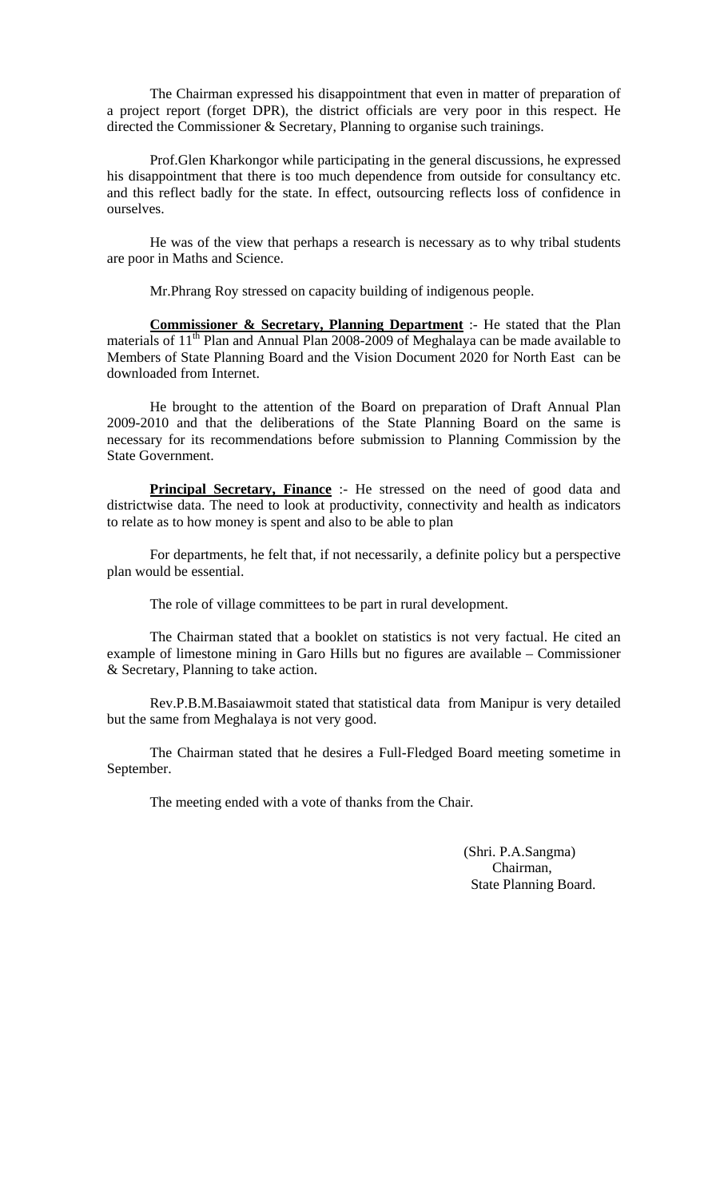The Chairman expressed his disappointment that even in matter of preparation of a project report (forget DPR), the district officials are very poor in this respect. He directed the Commissioner & Secretary, Planning to organise such trainings.

Prof.Glen Kharkongor while participating in the general discussions, he expressed his disappointment that there is too much dependence from outside for consultancy etc. and this reflect badly for the state. In effect, outsourcing reflects loss of confidence in ourselves.

He was of the view that perhaps a research is necessary as to why tribal students are poor in Maths and Science.

Mr.Phrang Roy stressed on capacity building of indigenous people.

**Commissioner & Secretary, Planning Department** :- He stated that the Plan materials of 11th Plan and Annual Plan 2008-2009 of Meghalaya can be made available to Members of State Planning Board and the Vision Document 2020 for North East can be downloaded from Internet.

He brought to the attention of the Board on preparation of Draft Annual Plan 2009-2010 and that the deliberations of the State Planning Board on the same is necessary for its recommendations before submission to Planning Commission by the State Government.

**Principal Secretary, Finance** :- He stressed on the need of good data and districtwise data. The need to look at productivity, connectivity and health as indicators to relate as to how money is spent and also to be able to plan

For departments, he felt that, if not necessarily, a definite policy but a perspective plan would be essential.

The role of village committees to be part in rural development.

The Chairman stated that a booklet on statistics is not very factual. He cited an example of limestone mining in Garo Hills but no figures are available – Commissioner & Secretary, Planning to take action.

Rev.P.B.M.Basaiawmoit stated that statistical data from Manipur is very detailed but the same from Meghalaya is not very good.

The Chairman stated that he desires a Full-Fledged Board meeting sometime in September.

The meeting ended with a vote of thanks from the Chair.

(Shri. P.A.Sangma)
Chairman,
State Planning Board.